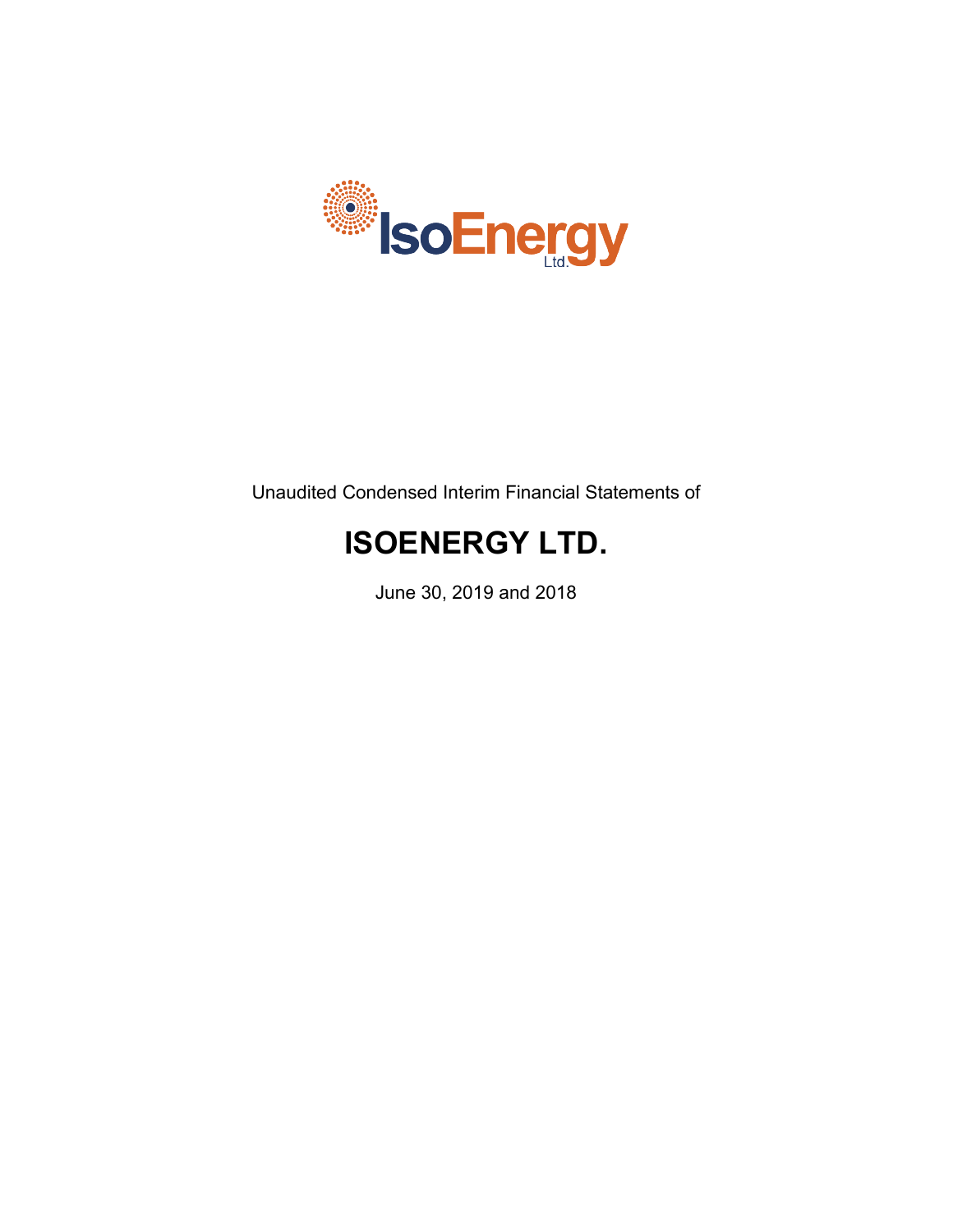IsoEnergy Ltd.

Unaudited Condensed Interim Financial Statements of

# ISOENERGY LTD.

June 30, 2019 and 2018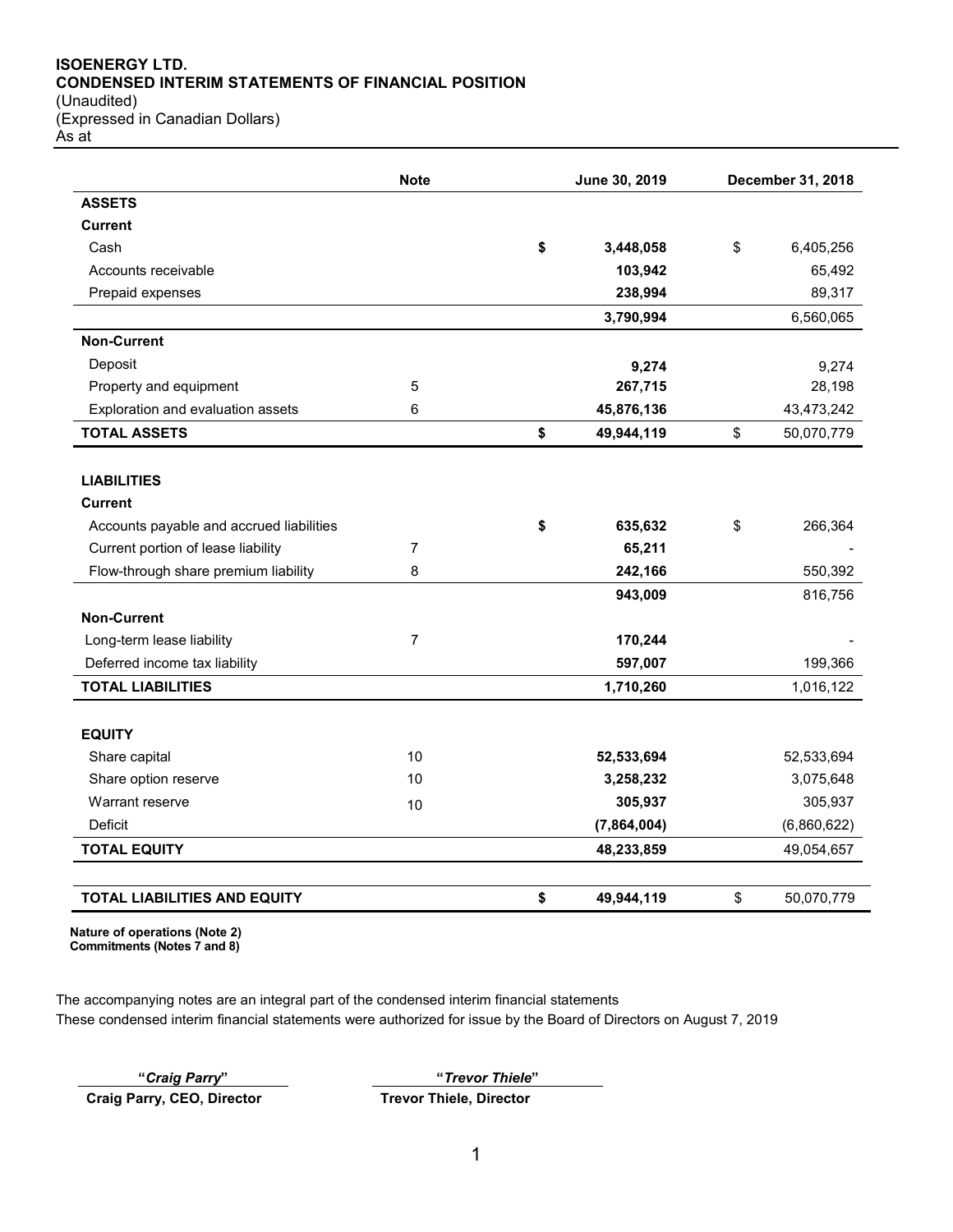# ISOENERGY LTD.
## CONDENSED INTERIM STATEMENTS OF FINANCIAL POSITION
(Unaudited)
(Expressed in Canadian Dollars)
As at

| | Note | June 30, 2019 | December 31, 2018 |
|---|---|---|---|
| **ASSETS** | | | |
| **Current** | | | |
| Cash | | **$ 3,448,058** | $ 6,405,256 |
| Accounts receivable | | **103,942** | 65,492 |
| Prepaid expenses | | **238,994** | 89,317 |
| | | **3,790,994** | 6,560,065 |
| **Non-Current** | | | |
| Deposit | | **9,274** | 9,274 |
| Property and equipment | 5 | **267,715** | 28,198 |
| Exploration and evaluation assets | 6 | **45,876,136** | 43,473,242 |
| **TOTAL ASSETS** | | **$ 49,944,119** | $ 50,070,779 |
| | | | |
| **LIABILITIES** | | | |
| **Current** | | | |
| Accounts payable and accrued liabilities | | **$ 635,632** | $ 266,364 |
| Current portion of lease liability | 7 | **65,211** | - |
| Flow-through share premium liability | 8 | **242,166** | 550,392 |
| | | **943,009** | 816,756 |
| **Non-Current** | | | |
| Long-term lease liability | 7 | **170,244** | - |
| Deferred income tax liability | | **597,007** | 199,366 |
| **TOTAL LIABILITIES** | | **1,710,260** | 1,016,122 |
| | | | |
| **EQUITY** | | | |
| Share capital | 10 | **52,533,694** | 52,533,694 |
| Share option reserve | 10 | **3,258,232** | 3,075,648 |
| Warrant reserve | 10 | **305,937** | 305,937 |
| Deficit | | **(7,864,004)** | (6,860,622) |
| **TOTAL EQUITY** | | **48,233,859** | 49,054,657 |
| | | | |
| **TOTAL LIABILITIES AND EQUITY** | | **$ 49,944,119** | $ 50,070,779 |

**Nature of operations (Note 2)**
**Commitments (Notes 7 and 8)**

The accompanying notes are an integral part of the condensed interim financial statements
These condensed interim financial statements were authorized for issue by the Board of Directors on August 7, 2019

"*Craig Parry*"
**Craig Parry, CEO, Director**

"*Trevor Thiele*"
**Trevor Thiele, Director**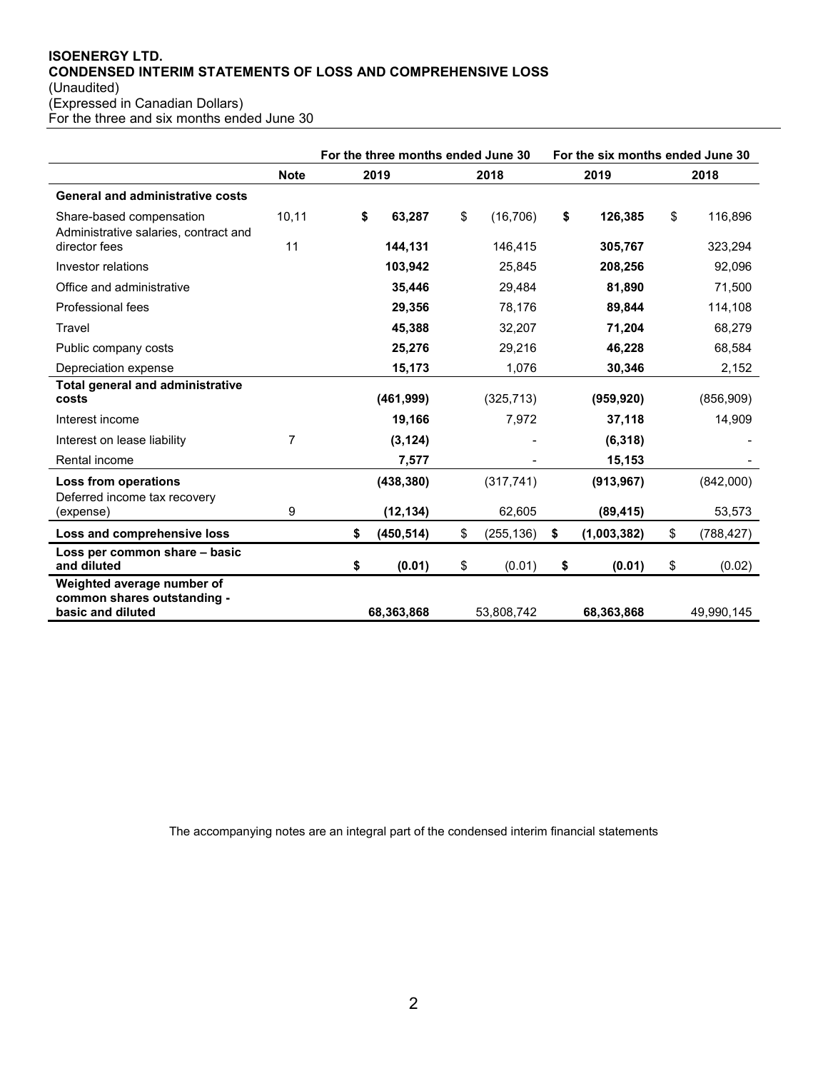**ISOENERGY LTD.**
**CONDENSED INTERIM STATEMENTS OF LOSS AND COMPREHENSIVE LOSS**
(Unaudited)
(Expressed in Canadian Dollars)
For the three and six months ended June 30

| | | For the three months ended June 30 | | For the six months ended June 30 | |
|---|---|---|---|---|---|
| | **Note** | **2019** | **2018** | **2019** | **2018** |
| **General and administrative costs** | | | | | |
| Share-based compensation | 10,11 | **$ 63,287** | $ (16,706) | **$ 126,385** | $ 116,896 |
| Administrative salaries, contract and director fees | 11 | **144,131** | 146,415 | **305,767** | 323,294 |
| Investor relations | | **103,942** | 25,845 | **208,256** | 92,096 |
| Office and administrative | | **35,446** | 29,484 | **81,890** | 71,500 |
| Professional fees | | **29,356** | 78,176 | **89,844** | 114,108 |
| Travel | | **45,388** | 32,207 | **71,204** | 68,279 |
| Public company costs | | **25,276** | 29,216 | **46,228** | 68,584 |
| Depreciation expense | | **15,173** | 1,076 | **30,346** | 2,152 |
| **Total general and administrative costs** | | **(461,999)** | (325,713) | **(959,920)** | (856,909) |
| Interest income | | **19,166** | 7,972 | **37,118** | 14,909 |
| Interest on lease liability | 7 | **(3,124)** | - | **(6,318)** | - |
| Rental income | | **7,577** | - | **15,153** | - |
| **Loss from operations** | | **(438,380)** | (317,741) | **(913,967)** | (842,000) |
| Deferred income tax recovery (expense) | 9 | **(12,134)** | 62,605 | **(89,415)** | 53,573 |
| **Loss and comprehensive loss** | | **$ (450,514)** | $ (255,136) | **$ (1,003,382)** | $ (788,427) |
| **Loss per common share – basic and diluted** | | **$ (0.01)** | $ (0.01) | **$ (0.01)** | $ (0.02) |
| **Weighted average number of common shares outstanding - basic and diluted** | | **68,363,868** | 53,808,742 | **68,363,868** | 49,990,145 |

The accompanying notes are an integral part of the condensed interim financial statements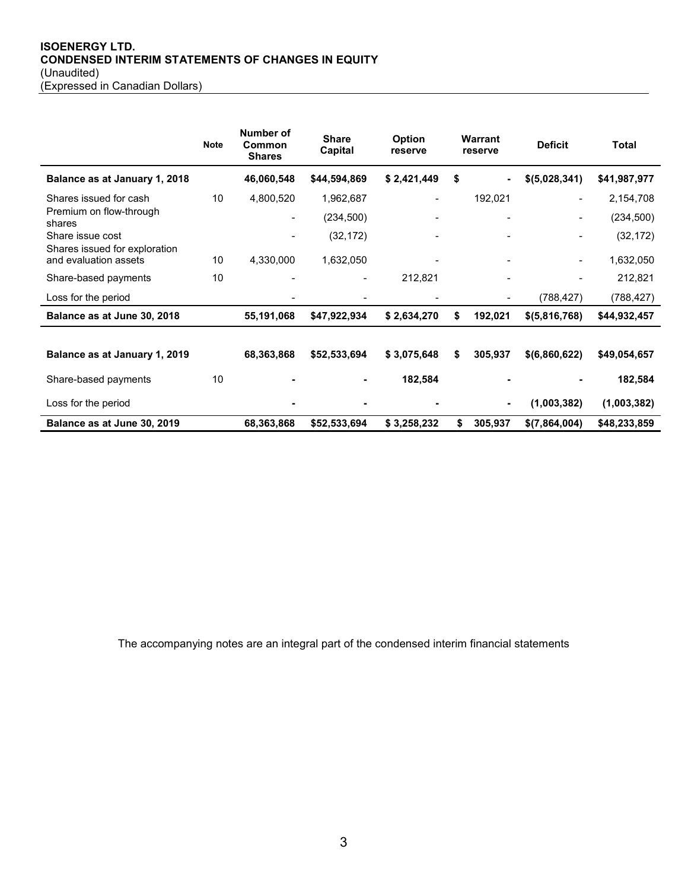**ISOENERGY LTD.**
**CONDENSED INTERIM STATEMENTS OF CHANGES IN EQUITY**
(Unaudited)
(Expressed in Canadian Dollars)

| | Note | Number of Common Shares | Share Capital | Option reserve | Warrant reserve | Deficit | Total |
|---|---|---|---|---|---|---|---|
| **Balance as at January 1, 2018** | | **46,060,548** | **$44,594,869** | **$ 2,421,449** | **$ -** | **$(5,028,341)** | **$41,987,977** |
| Shares issued for cash | 10 | 4,800,520 | 1,962,687 | - | 192,021 | - | 2,154,708 |
| Premium on flow-through shares | | - | (234,500) | - | - | - | (234,500) |
| Share issue cost | | - | (32,172) | - | - | - | (32,172) |
| Shares issued for exploration and evaluation assets | 10 | 4,330,000 | 1,632,050 | - | - | - | 1,632,050 |
| Share-based payments | 10 | - | - | 212,821 | - | - | 212,821 |
| Loss for the period | | - | - | - | - | (788,427) | (788,427) |
| **Balance as at June 30, 2018** | | **55,191,068** | **$47,922,934** | **$ 2,634,270** | **$ 192,021** | **$(5,816,768)** | **$44,932,457** |
| | | | | | | | |
| **Balance as at January 1, 2019** | | **68,363,868** | **$52,533,694** | **$ 3,075,648** | **$ 305,937** | **$(6,860,622)** | **$49,054,657** |
| Share-based payments | 10 | **-** | **-** | **182,584** | **-** | **-** | **182,584** |
| Loss for the period | | **-** | **-** | **-** | **-** | **(1,003,382)** | **(1,003,382)** |
| **Balance as at June 30, 2019** | | **68,363,868** | **$52,533,694** | **$ 3,258,232** | **$ 305,937** | **$(7,864,004)** | **$48,233,859** |

The accompanying notes are an integral part of the condensed interim financial statements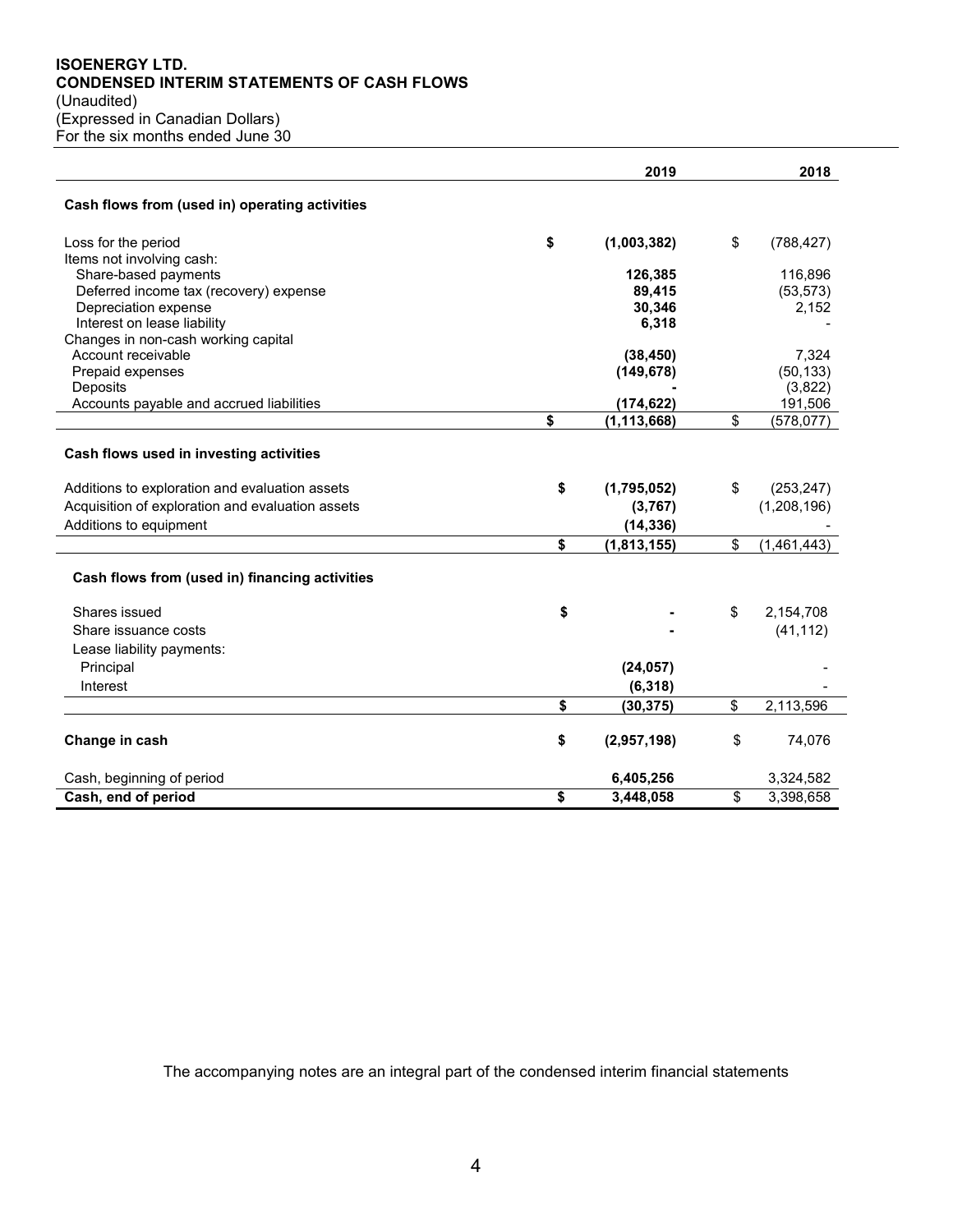**ISOENERGY LTD.**
**CONDENSED INTERIM STATEMENTS OF CASH FLOWS**
(Unaudited)
(Expressed in Canadian Dollars)
For the six months ended June 30

| | 2019 | 2018 |
|---|---|---|
| **Cash flows from (used in) operating activities** | | |
| Loss for the period | $ **(1,003,382)** | $ (788,427) |
| Items not involving cash: | | |
| Share-based payments | **126,385** | 116,896 |
| Deferred income tax (recovery) expense | **89,415** | (53,573) |
| Depreciation expense | **30,346** | 2,152 |
| Interest on lease liability | **6,318** | - |
| Changes in non-cash working capital | | |
| Account receivable | **(38,450)** | 7,324 |
| Prepaid expenses | **(149,678)** | (50,133) |
| Deposits | **-** | (3,822) |
| Accounts payable and accrued liabilities | **(174,622)** | 191,506 |
| | $ **(1,113,668)** | $ (578,077) |
| **Cash flows used in investing activities** | | |
| Additions to exploration and evaluation assets | $ **(1,795,052)** | $ (253,247) |
| Acquisition of exploration and evaluation assets | **(3,767)** | (1,208,196) |
| Additions to equipment | **(14,336)** | - |
| | $ **(1,813,155)** | $ (1,461,443) |
| **Cash flows from (used in) financing activities** | | |
| Shares issued | $ **-** | $ 2,154,708 |
| Share issuance costs | **-** | (41,112) |
| Lease liability payments: | | |
| Principal | **(24,057)** | - |
| Interest | **(6,318)** | - |
| | $ **(30,375)** | $ 2,113,596 |
| **Change in cash** | $ **(2,957,198)** | $ 74,076 |
| Cash, beginning of period | **6,405,256** | 3,324,582 |
| **Cash, end of period** | $ **3,448,058** | $ 3,398,658 |

The accompanying notes are an integral part of the condensed interim financial statements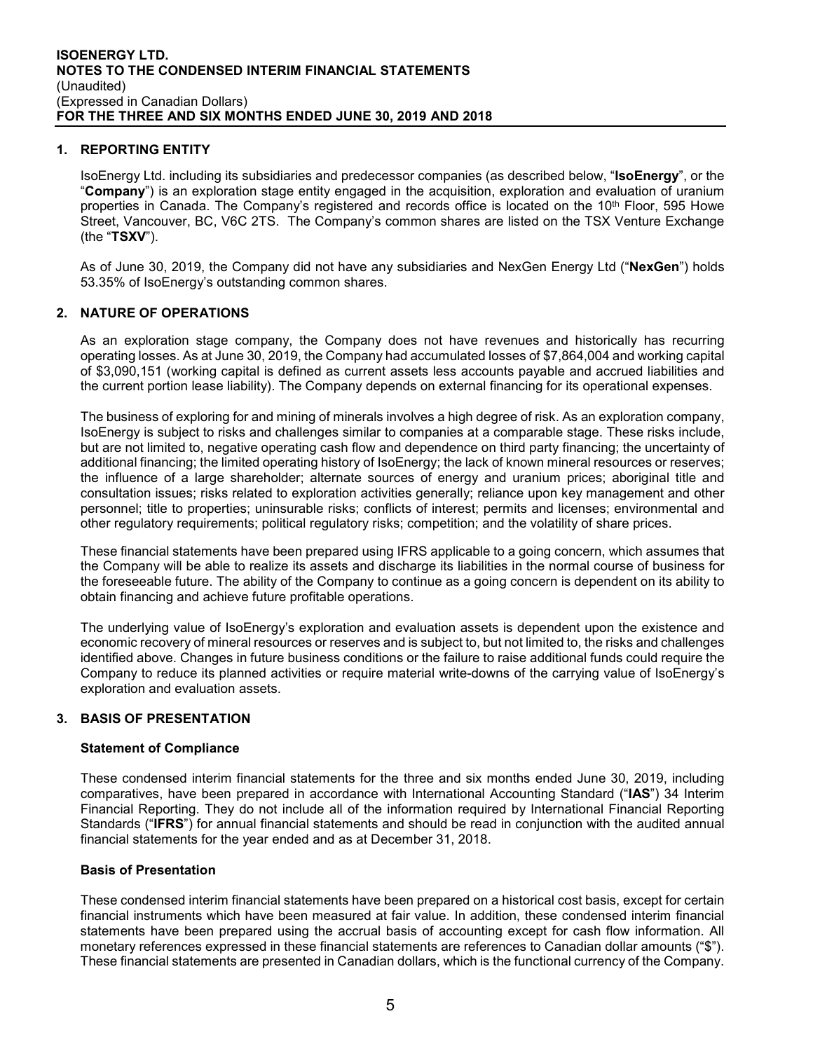**ISOENERGY LTD.**
**NOTES TO THE CONDENSED INTERIM FINANCIAL STATEMENTS**
(Unaudited)
(Expressed in Canadian Dollars)
**FOR THE THREE AND SIX MONTHS ENDED JUNE 30, 2019 AND 2018**

## 1. REPORTING ENTITY

IsoEnergy Ltd. including its subsidiaries and predecessor companies (as described below, "**IsoEnergy**", or the "**Company**") is an exploration stage entity engaged in the acquisition, exploration and evaluation of uranium properties in Canada. The Company's registered and records office is located on the 10th Floor, 595 Howe Street, Vancouver, BC, V6C 2TS. The Company's common shares are listed on the TSX Venture Exchange (the "**TSXV**").

As of June 30, 2019, the Company did not have any subsidiaries and NexGen Energy Ltd ("**NexGen**") holds 53.35% of IsoEnergy's outstanding common shares.

## 2. NATURE OF OPERATIONS

As an exploration stage company, the Company does not have revenues and historically has recurring operating losses. As at June 30, 2019, the Company had accumulated losses of $7,864,004 and working capital of $3,090,151 (working capital is defined as current assets less accounts payable and accrued liabilities and the current portion lease liability). The Company depends on external financing for its operational expenses.

The business of exploring for and mining of minerals involves a high degree of risk. As an exploration company, IsoEnergy is subject to risks and challenges similar to companies at a comparable stage. These risks include, but are not limited to, negative operating cash flow and dependence on third party financing; the uncertainty of additional financing; the limited operating history of IsoEnergy; the lack of known mineral resources or reserves; the influence of a large shareholder; alternate sources of energy and uranium prices; aboriginal title and consultation issues; risks related to exploration activities generally; reliance upon key management and other personnel; title to properties; uninsurable risks; conflicts of interest; permits and licenses; environmental and other regulatory requirements; political regulatory risks; competition; and the volatility of share prices.

These financial statements have been prepared using IFRS applicable to a going concern, which assumes that the Company will be able to realize its assets and discharge its liabilities in the normal course of business for the foreseeable future. The ability of the Company to continue as a going concern is dependent on its ability to obtain financing and achieve future profitable operations.

The underlying value of IsoEnergy's exploration and evaluation assets is dependent upon the existence and economic recovery of mineral resources or reserves and is subject to, but not limited to, the risks and challenges identified above. Changes in future business conditions or the failure to raise additional funds could require the Company to reduce its planned activities or require material write-downs of the carrying value of IsoEnergy's exploration and evaluation assets.

## 3. BASIS OF PRESENTATION

### Statement of Compliance

These condensed interim financial statements for the three and six months ended June 30, 2019, including comparatives, have been prepared in accordance with International Accounting Standard ("**IAS**") 34 Interim Financial Reporting. They do not include all of the information required by International Financial Reporting Standards ("**IFRS**") for annual financial statements and should be read in conjunction with the audited annual financial statements for the year ended and as at December 31, 2018.

### Basis of Presentation

These condensed interim financial statements have been prepared on a historical cost basis, except for certain financial instruments which have been measured at fair value. In addition, these condensed interim financial statements have been prepared using the accrual basis of accounting except for cash flow information. All monetary references expressed in these financial statements are references to Canadian dollar amounts ("$"). These financial statements are presented in Canadian dollars, which is the functional currency of the Company.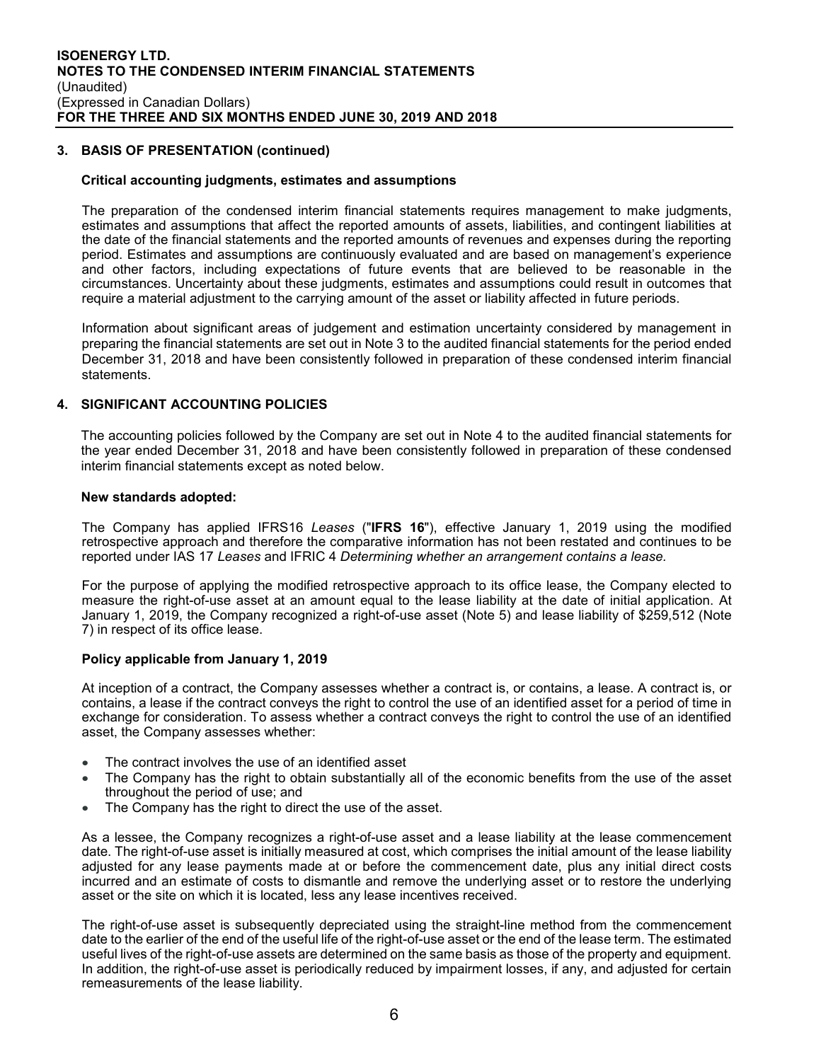## 3. BASIS OF PRESENTATION (continued)

### Critical accounting judgments, estimates and assumptions

The preparation of the condensed interim financial statements requires management to make judgments, estimates and assumptions that affect the reported amounts of assets, liabilities, and contingent liabilities at the date of the financial statements and the reported amounts of revenues and expenses during the reporting period. Estimates and assumptions are continuously evaluated and are based on management's experience and other factors, including expectations of future events that are believed to be reasonable in the circumstances. Uncertainty about these judgments, estimates and assumptions could result in outcomes that require a material adjustment to the carrying amount of the asset or liability affected in future periods.

Information about significant areas of judgement and estimation uncertainty considered by management in preparing the financial statements are set out in Note 3 to the audited financial statements for the period ended December 31, 2018 and have been consistently followed in preparation of these condensed interim financial statements.

## 4. SIGNIFICANT ACCOUNTING POLICIES

The accounting policies followed by the Company are set out in Note 4 to the audited financial statements for the year ended December 31, 2018 and have been consistently followed in preparation of these condensed interim financial statements except as noted below.

### New standards adopted:

The Company has applied IFRS16 *Leases* ("**IFRS 16**"), effective January 1, 2019 using the modified retrospective approach and therefore the comparative information has not been restated and continues to be reported under IAS 17 *Leases* and IFRIC 4 *Determining whether an arrangement contains a lease.*

For the purpose of applying the modified retrospective approach to its office lease, the Company elected to measure the right-of-use asset at an amount equal to the lease liability at the date of initial application. At January 1, 2019, the Company recognized a right-of-use asset (Note 5) and lease liability of $259,512 (Note 7) in respect of its office lease.

### Policy applicable from January 1, 2019

At inception of a contract, the Company assesses whether a contract is, or contains, a lease. A contract is, or contains, a lease if the contract conveys the right to control the use of an identified asset for a period of time in exchange for consideration. To assess whether a contract conveys the right to control the use of an identified asset, the Company assesses whether:

- The contract involves the use of an identified asset
- The Company has the right to obtain substantially all of the economic benefits from the use of the asset throughout the period of use; and
- The Company has the right to direct the use of the asset.

As a lessee, the Company recognizes a right-of-use asset and a lease liability at the lease commencement date. The right-of-use asset is initially measured at cost, which comprises the initial amount of the lease liability adjusted for any lease payments made at or before the commencement date, plus any initial direct costs incurred and an estimate of costs to dismantle and remove the underlying asset or to restore the underlying asset or the site on which it is located, less any lease incentives received.

The right-of-use asset is subsequently depreciated using the straight-line method from the commencement date to the earlier of the end of the useful life of the right-of-use asset or the end of the lease term. The estimated useful lives of the right-of-use assets are determined on the same basis as those of the property and equipment. In addition, the right-of-use asset is periodically reduced by impairment losses, if any, and adjusted for certain remeasurements of the lease liability.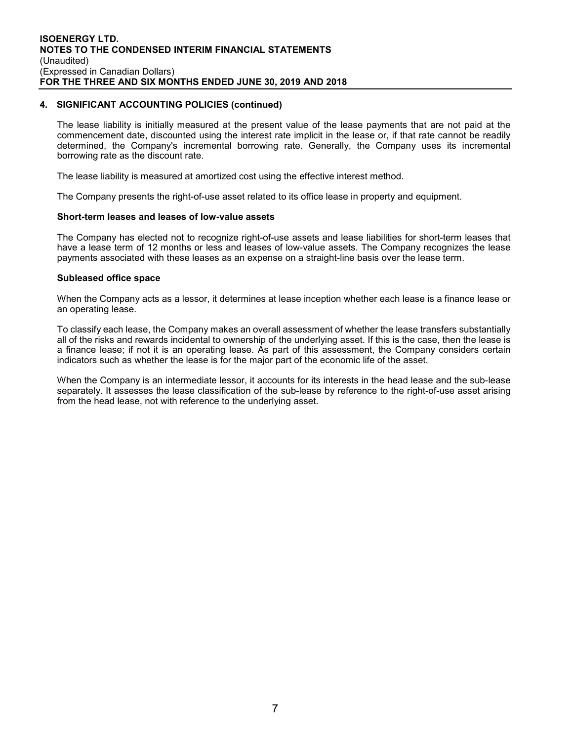## 4. SIGNIFICANT ACCOUNTING POLICIES (continued)

The lease liability is initially measured at the present value of the lease payments that are not paid at the commencement date, discounted using the interest rate implicit in the lease or, if that rate cannot be readily determined, the Company's incremental borrowing rate. Generally, the Company uses its incremental borrowing rate as the discount rate.

The lease liability is measured at amortized cost using the effective interest method.

The Company presents the right-of-use asset related to its office lease in property and equipment.

### Short-term leases and leases of low-value assets

The Company has elected not to recognize right-of-use assets and lease liabilities for short-term leases that have a lease term of 12 months or less and leases of low-value assets. The Company recognizes the lease payments associated with these leases as an expense on a straight-line basis over the lease term.

### Subleased office space

When the Company acts as a lessor, it determines at lease inception whether each lease is a finance lease or an operating lease.

To classify each lease, the Company makes an overall assessment of whether the lease transfers substantially all of the risks and rewards incidental to ownership of the underlying asset. If this is the case, then the lease is a finance lease; if not it is an operating lease. As part of this assessment, the Company considers certain indicators such as whether the lease is for the major part of the economic life of the asset.

When the Company is an intermediate lessor, it accounts for its interests in the head lease and the sub-lease separately. It assesses the lease classification of the sub-lease by reference to the right-of-use asset arising from the head lease, not with reference to the underlying asset.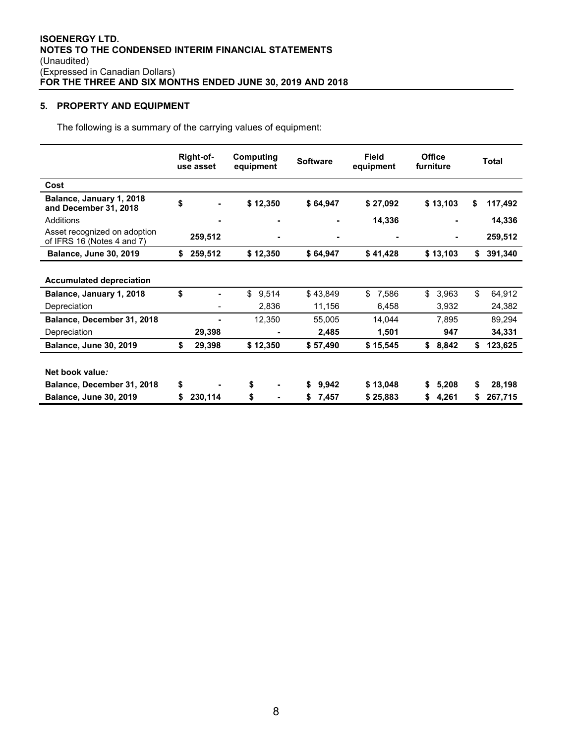## 5. PROPERTY AND EQUIPMENT

The following is a summary of the carrying values of equipment:

| | Right-of-use asset | Computing equipment | Software | Field equipment | Office furniture | Total |
|---|---|---|---|---|---|---|
| **Cost** | | | | | | |
| **Balance, January 1, 2018 and December 31, 2018** | **$ -** | **$ 12,350** | **$ 64,947** | **$ 27,092** | **$ 13,103** | **$ 117,492** |
| Additions | **-** | **-** | **-** | **14,336** | **-** | **14,336** |
| Asset recognized on adoption of IFRS 16 (Notes 4 and 7) | **259,512** | **-** | **-** | **-** | **-** | **259,512** |
| **Balance, June 30, 2019** | **$ 259,512** | **$ 12,350** | **$ 64,947** | **$ 41,428** | **$ 13,103** | **$ 391,340** |
| | | | | | | |
| **Accumulated depreciation** | | | | | | |
| **Balance, January 1, 2018** | **$ -** | $ 9,514 | $ 43,849 | $ 7,586 | $ 3,963 | $ 64,912 |
| Depreciation | - | 2,836 | 11,156 | 6,458 | 3,932 | 24,382 |
| **Balance, December 31, 2018** | **-** | 12,350 | 55,005 | 14,044 | 7,895 | 89,294 |
| Depreciation | **29,398** | **-** | **2,485** | **1,501** | **947** | **34,331** |
| **Balance, June 30, 2019** | **$ 29,398** | **$ 12,350** | **$ 57,490** | **$ 15,545** | **$ 8,842** | **$ 123,625** |
| | | | | | | |
| **Net book value*:*** | | | | | | |
| **Balance, December 31, 2018** | **$ -** | **$ -** | **$ 9,942** | **$ 13,048** | **$ 5,208** | **$ 28,198** |
| **Balance, June 30, 2019** | **$ 230,114** | **$ -** | **$ 7,457** | **$ 25,883** | **$ 4,261** | **$ 267,715** |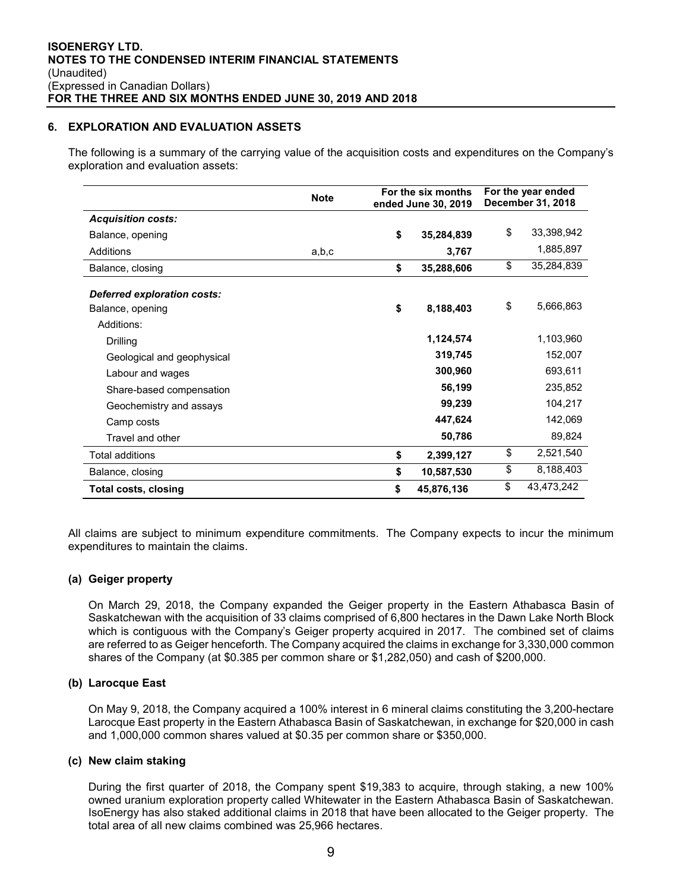## 6. EXPLORATION AND EVALUATION ASSETS

The following is a summary of the carrying value of the acquisition costs and expenditures on the Company's exploration and evaluation assets:

| | Note | For the six months ended June 30, 2019 | For the year ended December 31, 2018 |
|---|---|---|---|
| ***Acquisition costs:*** | | | |
| Balance, opening | | **$ 35,284,839** | $ 33,398,942 |
| Additions | a,b,c | **3,767** | 1,885,897 |
| Balance, closing | | **$ 35,288,606** | $ 35,284,839 |
| ***Deferred exploration costs:*** | | | |
| Balance, opening | | **$ 8,188,403** | $ 5,666,863 |
| Additions: | | | |
| Drilling | | **1,124,574** | 1,103,960 |
| Geological and geophysical | | **319,745** | 152,007 |
| Labour and wages | | **300,960** | 693,611 |
| Share-based compensation | | **56,199** | 235,852 |
| Geochemistry and assays | | **99,239** | 104,217 |
| Camp costs | | **447,624** | 142,069 |
| Travel and other | | **50,786** | 89,824 |
| Total additions | | **$ 2,399,127** | $ 2,521,540 |
| Balance, closing | | **$ 10,587,530** | $ 8,188,403 |
| **Total costs, closing** | | **$ 45,876,136** | $ 43,473,242 |

All claims are subject to minimum expenditure commitments. The Company expects to incur the minimum expenditures to maintain the claims.

### (a) Geiger property

On March 29, 2018, the Company expanded the Geiger property in the Eastern Athabasca Basin of Saskatchewan with the acquisition of 33 claims comprised of 6,800 hectares in the Dawn Lake North Block which is contiguous with the Company's Geiger property acquired in 2017. The combined set of claims are referred to as Geiger henceforth. The Company acquired the claims in exchange for 3,330,000 common shares of the Company (at $0.385 per common share or $1,282,050) and cash of $200,000.

### (b) Larocque East

On May 9, 2018, the Company acquired a 100% interest in 6 mineral claims constituting the 3,200-hectare Larocque East property in the Eastern Athabasca Basin of Saskatchewan, in exchange for $20,000 in cash and 1,000,000 common shares valued at $0.35 per common share or $350,000.

### (c) New claim staking

During the first quarter of 2018, the Company spent $19,383 to acquire, through staking, a new 100% owned uranium exploration property called Whitewater in the Eastern Athabasca Basin of Saskatchewan. IsoEnergy has also staked additional claims in 2018 that have been allocated to the Geiger property. The total area of all new claims combined was 25,966 hectares.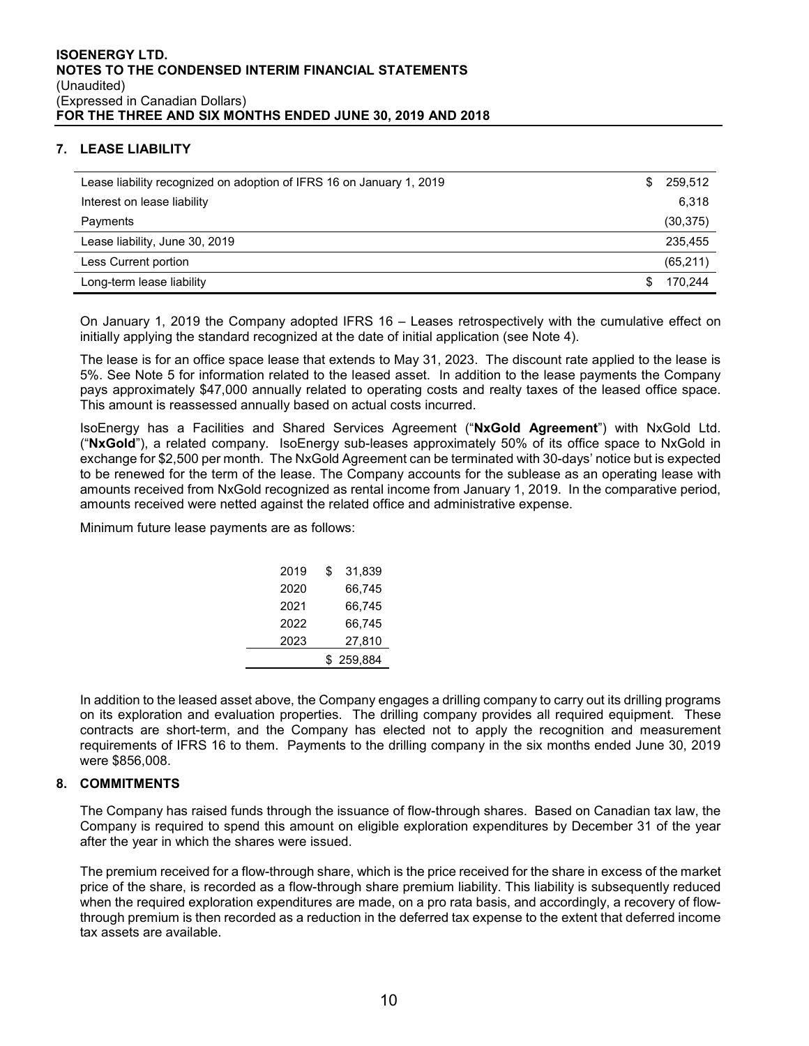## 7. LEASE LIABILITY

| | |
|---|---|
| Lease liability recognized on adoption of IFRS 16 on January 1, 2019 | $ 259,512 |
| Interest on lease liability | 6,318 |
| Payments | (30,375) |
| Lease liability, June 30, 2019 | 235,455 |
| Less Current portion | (65,211) |
| Long-term lease liability | $ 170,244 |

On January 1, 2019 the Company adopted IFRS 16 – Leases retrospectively with the cumulative effect on initially applying the standard recognized at the date of initial application (see Note 4).

The lease is for an office space lease that extends to May 31, 2023. The discount rate applied to the lease is 5%. See Note 5 for information related to the leased asset. In addition to the lease payments the Company pays approximately $47,000 annually related to operating costs and realty taxes of the leased office space. This amount is reassessed annually based on actual costs incurred.

IsoEnergy has a Facilities and Shared Services Agreement ("**NxGold Agreement**") with NxGold Ltd. ("**NxGold**"), a related company. IsoEnergy sub-leases approximately 50% of its office space to NxGold in exchange for $2,500 per month. The NxGold Agreement can be terminated with 30-days' notice but is expected to be renewed for the term of the lease. The Company accounts for the sublease as an operating lease with amounts received from NxGold recognized as rental income from January 1, 2019. In the comparative period, amounts received were netted against the related office and administrative expense.

Minimum future lease payments are as follows:

| | |
|---|---|
| 2019 | $ 31,839 |
| 2020 | 66,745 |
| 2021 | 66,745 |
| 2022 | 66,745 |
| 2023 | 27,810 |
| | $ 259,884 |

In addition to the leased asset above, the Company engages a drilling company to carry out its drilling programs on its exploration and evaluation properties. The drilling company provides all required equipment. These contracts are short-term, and the Company has elected not to apply the recognition and measurement requirements of IFRS 16 to them. Payments to the drilling company in the six months ended June 30, 2019 were $856,008.

## 8. COMMITMENTS

The Company has raised funds through the issuance of flow-through shares. Based on Canadian tax law, the Company is required to spend this amount on eligible exploration expenditures by December 31 of the year after the year in which the shares were issued.

The premium received for a flow-through share, which is the price received for the share in excess of the market price of the share, is recorded as a flow-through share premium liability. This liability is subsequently reduced when the required exploration expenditures are made, on a pro rata basis, and accordingly, a recovery of flow-through premium is then recorded as a reduction in the deferred tax expense to the extent that deferred income tax assets are available.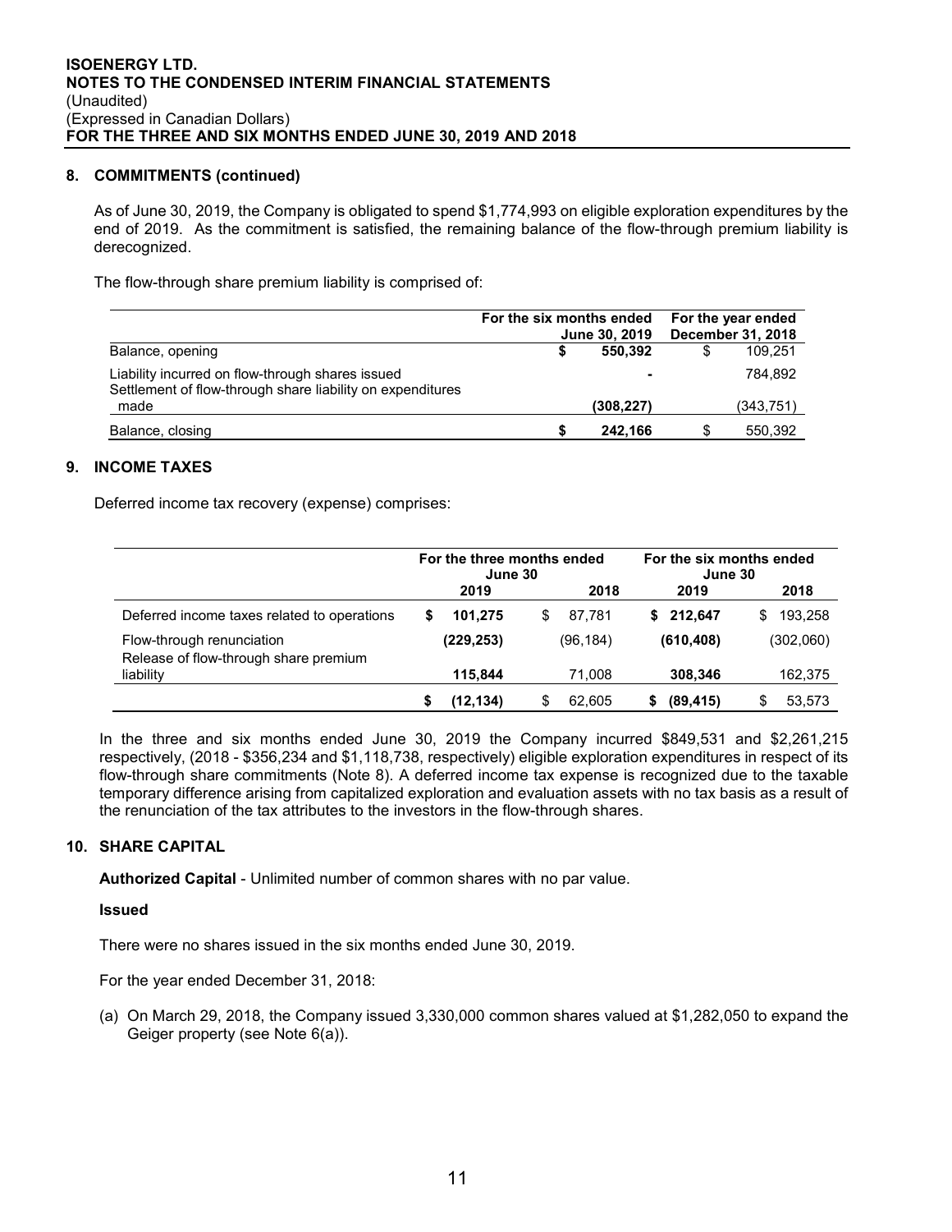## 8. COMMITMENTS (continued)

As of June 30, 2019, the Company is obligated to spend $1,774,993 on eligible exploration expenditures by the end of 2019. As the commitment is satisfied, the remaining balance of the flow-through premium liability is derecognized.

The flow-through share premium liability is comprised of:

| | For the six months ended June 30, 2019 | For the year ended December 31, 2018 |
|---|---|---|
| Balance, opening | **$ 550,392** | $ 109,251 |
| Liability incurred on flow-through shares issued | **-** | 784,892 |
| Settlement of flow-through share liability on expenditures made | **(308,227)** | (343,751) |
| Balance, closing | **$ 242,166** | $ 550,392 |

## 9. INCOME TAXES

Deferred income tax recovery (expense) comprises:

| | For the three months ended June 30 | | For the six months ended June 30 | |
|---|---|---|---|---|
| | 2019 | 2018 | 2019 | 2018 |
| Deferred income taxes related to operations | **$ 101,275** | $ 87,781 | **$ 212,647** | $ 193,258 |
| Flow-through renunciation | **(229,253)** | (96,184) | **(610,408)** | (302,060) |
| Release of flow-through share premium liability | **115,844** | 71,008 | **308,346** | 162,375 |
| | **$ (12,134)** | $ 62,605 | **$ (89,415)** | $ 53,573 |

In the three and six months ended June 30, 2019 the Company incurred $849,531 and $2,261,215 respectively, (2018 - $356,234 and $1,118,738, respectively) eligible exploration expenditures in respect of its flow-through share commitments (Note 8). A deferred income tax expense is recognized due to the taxable temporary difference arising from capitalized exploration and evaluation assets with no tax basis as a result of the renunciation of the tax attributes to the investors in the flow-through shares.

## 10. SHARE CAPITAL

**Authorized Capital** - Unlimited number of common shares with no par value.

**Issued**

There were no shares issued in the six months ended June 30, 2019.

For the year ended December 31, 2018:

(a) On March 29, 2018, the Company issued 3,330,000 common shares valued at $1,282,050 to expand the Geiger property (see Note 6(a)).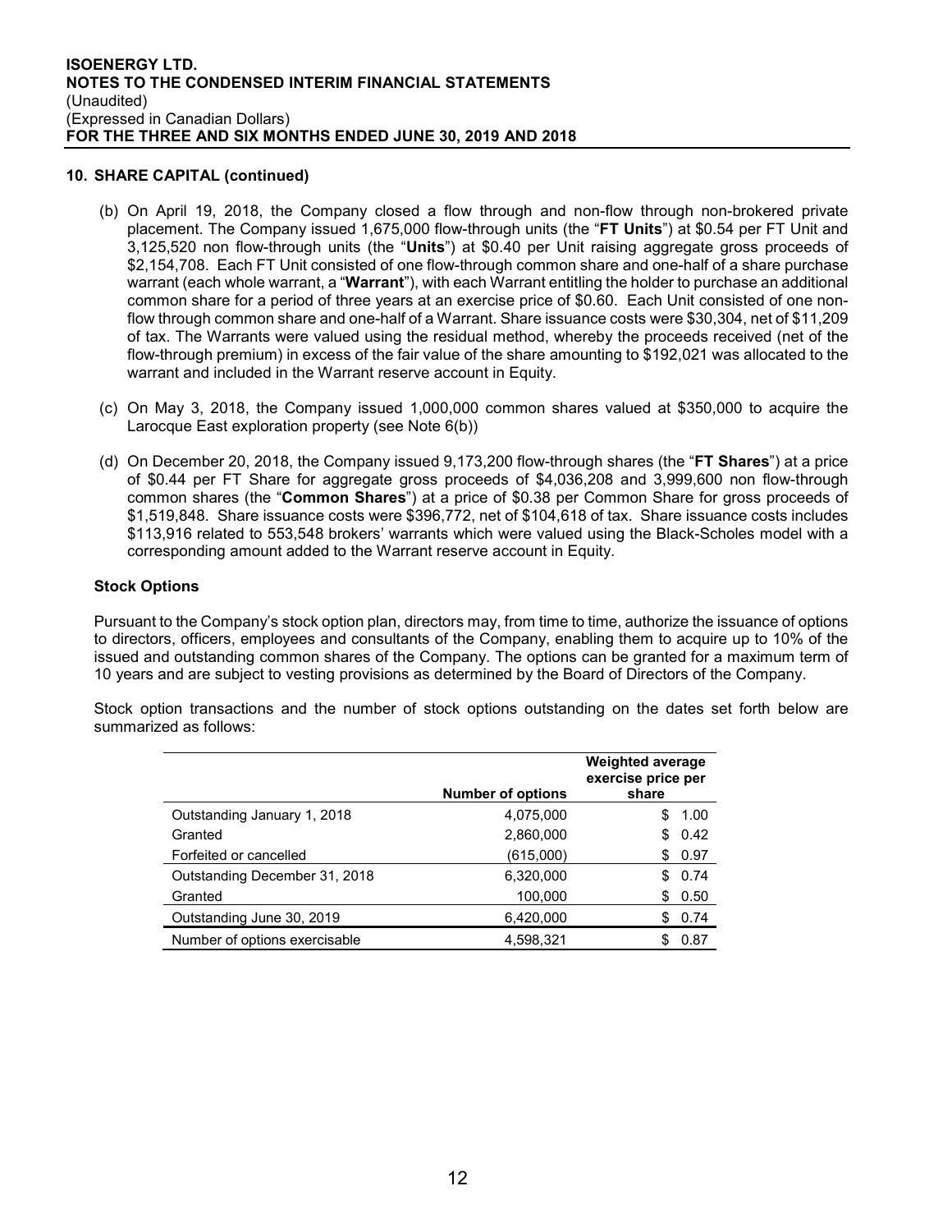## 10. SHARE CAPITAL (continued)

(b) On April 19, 2018, the Company closed a flow through and non-flow through non-brokered private placement. The Company issued 1,675,000 flow-through units (the "**FT Units**") at $0.54 per FT Unit and 3,125,520 non flow-through units (the "**Units**") at $0.40 per Unit raising aggregate gross proceeds of $2,154,708. Each FT Unit consisted of one flow-through common share and one-half of a share purchase warrant (each whole warrant, a "**Warrant**"), with each Warrant entitling the holder to purchase an additional common share for a period of three years at an exercise price of $0.60. Each Unit consisted of one non-flow through common share and one-half of a Warrant. Share issuance costs were $30,304, net of $11,209 of tax. The Warrants were valued using the residual method, whereby the proceeds received (net of the flow-through premium) in excess of the fair value of the share amounting to $192,021 was allocated to the warrant and included in the Warrant reserve account in Equity.

(c) On May 3, 2018, the Company issued 1,000,000 common shares valued at $350,000 to acquire the Larocque East exploration property (see Note 6(b))

(d) On December 20, 2018, the Company issued 9,173,200 flow-through shares (the "**FT Shares**") at a price of $0.44 per FT Share for aggregate gross proceeds of $4,036,208 and 3,999,600 non flow-through common shares (the "**Common Shares**") at a price of $0.38 per Common Share for gross proceeds of $1,519,848. Share issuance costs were $396,772, net of $104,618 of tax. Share issuance costs includes $113,916 related to 553,548 brokers' warrants which were valued using the Black-Scholes model with a corresponding amount added to the Warrant reserve account in Equity.

### Stock Options

Pursuant to the Company's stock option plan, directors may, from time to time, authorize the issuance of options to directors, officers, employees and consultants of the Company, enabling them to acquire up to 10% of the issued and outstanding common shares of the Company. The options can be granted for a maximum term of 10 years and are subject to vesting provisions as determined by the Board of Directors of the Company.

Stock option transactions and the number of stock options outstanding on the dates set forth below are summarized as follows:

| | Number of options | Weighted average exercise price per share |
|---|---|---|
| Outstanding January 1, 2018 | 4,075,000 | $ 1.00 |
| Granted | 2,860,000 | $ 0.42 |
| Forfeited or cancelled | (615,000) | $ 0.97 |
| Outstanding December 31, 2018 | 6,320,000 | $ 0.74 |
| Granted | 100,000 | $ 0.50 |
| Outstanding June 30, 2019 | 6,420,000 | $ 0.74 |
| Number of options exercisable | 4,598,321 | $ 0.87 |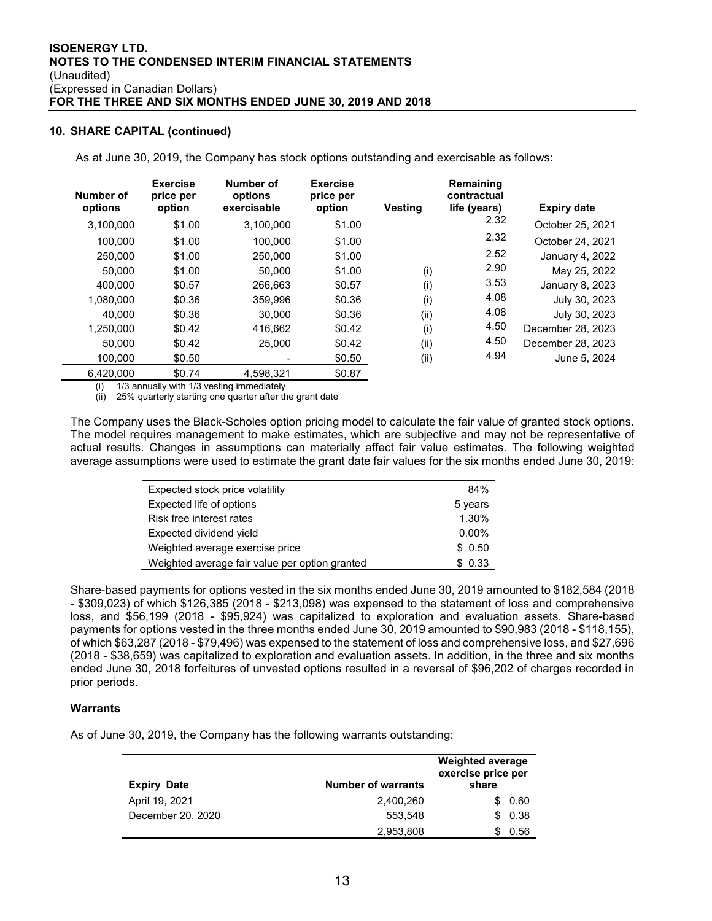## 10. SHARE CAPITAL (continued)

As at June 30, 2019, the Company has stock options outstanding and exercisable as follows:

| Number of options | Exercise price per option | Number of options exercisable | Exercise price per option | Vesting | Remaining contractual life (years) | Expiry date |
|---|---|---|---|---|---|---|
| 3,100,000 | $1.00 | 3,100,000 | $1.00 | | 2.32 | October 25, 2021 |
| 100,000 | $1.00 | 100,000 | $1.00 | | 2.32 | October 24, 2021 |
| 250,000 | $1.00 | 250,000 | $1.00 | | 2.52 | January 4, 2022 |
| 50,000 | $1.00 | 50,000 | $1.00 | (i) | 2.90 | May 25, 2022 |
| 400,000 | $0.57 | 266,663 | $0.57 | (i) | 3.53 | January 8, 2023 |
| 1,080,000 | $0.36 | 359,996 | $0.36 | (i) | 4.08 | July 30, 2023 |
| 40,000 | $0.36 | 30,000 | $0.36 | (ii) | 4.08 | July 30, 2023 |
| 1,250,000 | $0.42 | 416,662 | $0.42 | (i) | 4.50 | December 28, 2023 |
| 50,000 | $0.42 | 25,000 | $0.42 | (ii) | 4.50 | December 28, 2023 |
| 100,000 | $0.50 | - | $0.50 | (ii) | 4.94 | June 5, 2024 |
| 6,420,000 | $0.74 | 4,598,321 | $0.87 | | | |

(i) 1/3 annually with 1/3 vesting immediately
(ii) 25% quarterly starting one quarter after the grant date

The Company uses the Black-Scholes option pricing model to calculate the fair value of granted stock options. The model requires management to make estimates, which are subjective and may not be representative of actual results. Changes in assumptions can materially affect fair value estimates. The following weighted average assumptions were used to estimate the grant date fair values for the six months ended June 30, 2019:

| | |
|---|---|
| Expected stock price volatility | 84% |
| Expected life of options | 5 years |
| Risk free interest rates | 1.30% |
| Expected dividend yield | 0.00% |
| Weighted average exercise price | $ 0.50 |
| Weighted average fair value per option granted | $ 0.33 |

Share-based payments for options vested in the six months ended June 30, 2019 amounted to $182,584 (2018 - $309,023) of which $126,385 (2018 - $213,098) was expensed to the statement of loss and comprehensive loss, and $56,199 (2018 - $95,924) was capitalized to exploration and evaluation assets. Share-based payments for options vested in the three months ended June 30, 2019 amounted to $90,983 (2018 - $118,155), of which $63,287 (2018 - $79,496) was expensed to the statement of loss and comprehensive loss, and $27,696 (2018 - $38,659) was capitalized to exploration and evaluation assets. In addition, in the three and six months ended June 30, 2018 forfeitures of unvested options resulted in a reversal of $96,202 of charges recorded in prior periods.

### Warrants

As of June 30, 2019, the Company has the following warrants outstanding:

| Expiry Date | Number of warrants | Weighted average exercise price per share |
|---|---|---|
| April 19, 2021 | 2,400,260 | $ 0.60 |
| December 20, 2020 | 553,548 | $ 0.38 |
| | 2,953,808 | $ 0.56 |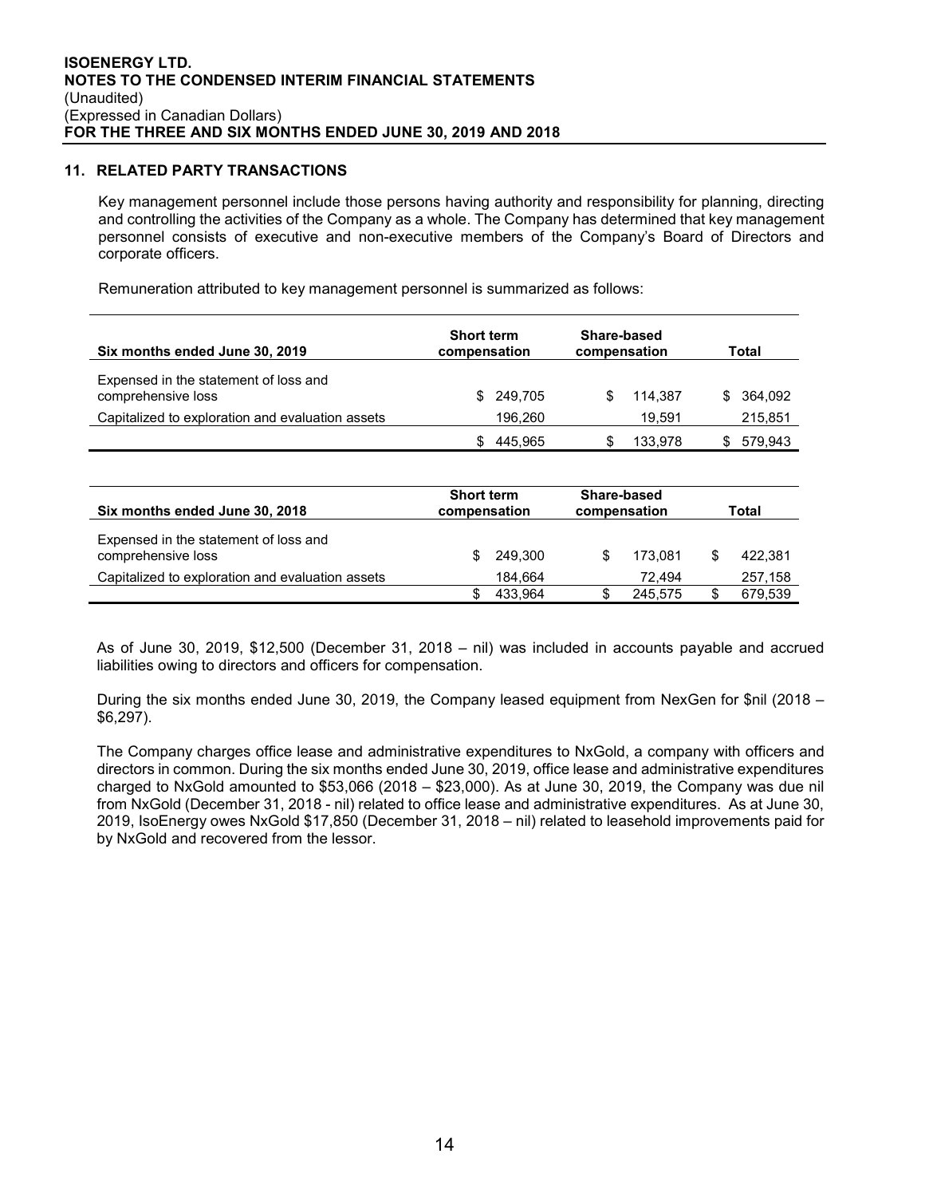## 11. RELATED PARTY TRANSACTIONS

Key management personnel include those persons having authority and responsibility for planning, directing and controlling the activities of the Company as a whole. The Company has determined that key management personnel consists of executive and non-executive members of the Company's Board of Directors and corporate officers.

Remuneration attributed to key management personnel is summarized as follows:

| Six months ended June 30, 2019 | Short term compensation | Share-based compensation | Total |
|---|---|---|---|
| Expensed in the statement of loss and comprehensive loss | $ 249,705 | $ 114,387 | $ 364,092 |
| Capitalized to exploration and evaluation assets | 196,260 | 19,591 | 215,851 |
| | $ 445,965 | $ 133,978 | $ 579,943 |

| Six months ended June 30, 2018 | Short term compensation | Share-based compensation | Total |
|---|---|---|---|
| Expensed in the statement of loss and comprehensive loss | $ 249,300 | $ 173,081 | $ 422,381 |
| Capitalized to exploration and evaluation assets | 184,664 | 72,494 | 257,158 |
| | $ 433,964 | $ 245,575 | $ 679,539 |

As of June 30, 2019, $12,500 (December 31, 2018 – nil) was included in accounts payable and accrued liabilities owing to directors and officers for compensation.

During the six months ended June 30, 2019, the Company leased equipment from NexGen for $nil (2018 – $6,297).

The Company charges office lease and administrative expenditures to NxGold, a company with officers and directors in common. During the six months ended June 30, 2019, office lease and administrative expenditures charged to NxGold amounted to $53,066 (2018 – $23,000). As at June 30, 2019, the Company was due nil from NxGold (December 31, 2018 - nil) related to office lease and administrative expenditures. As at June 30, 2019, IsoEnergy owes NxGold $17,850 (December 31, 2018 – nil) related to leasehold improvements paid for by NxGold and recovered from the lessor.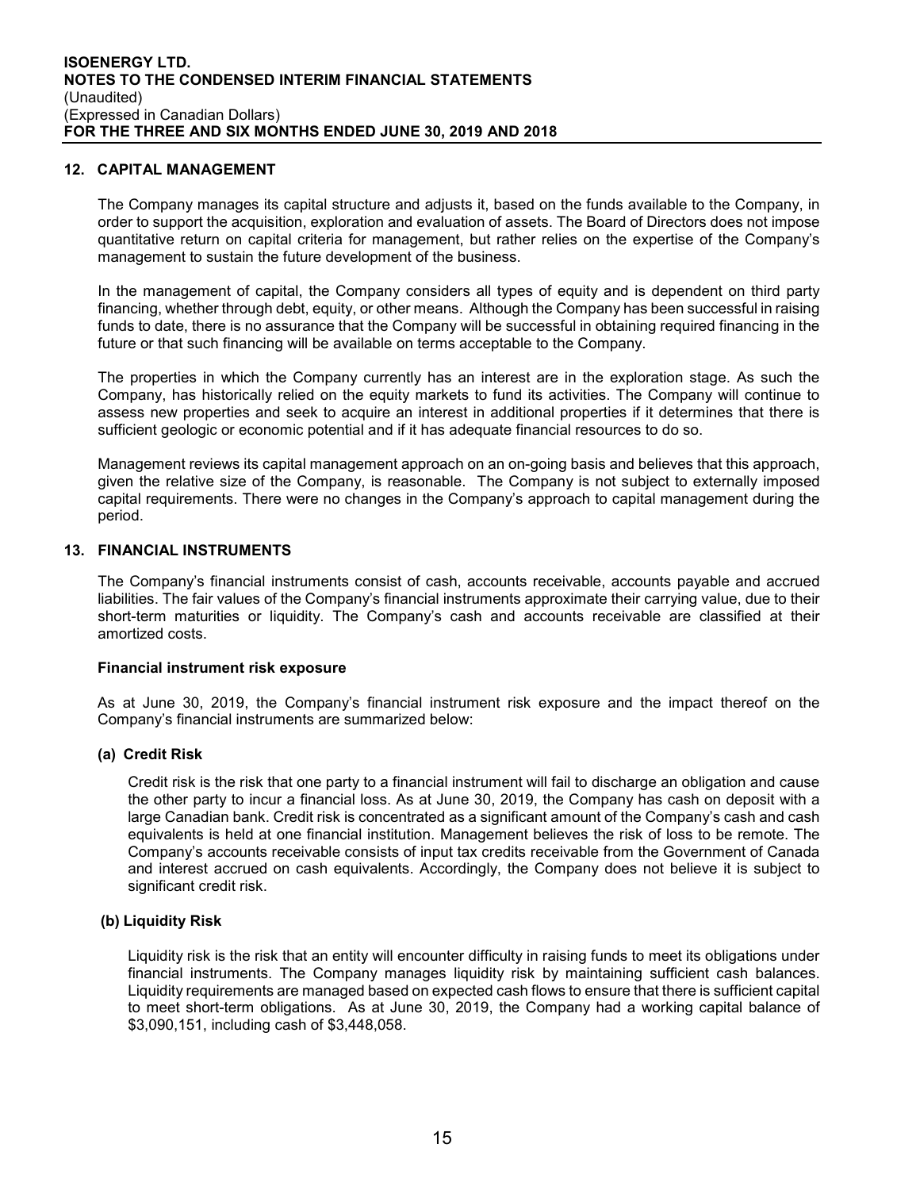## 12. CAPITAL MANAGEMENT

The Company manages its capital structure and adjusts it, based on the funds available to the Company, in order to support the acquisition, exploration and evaluation of assets. The Board of Directors does not impose quantitative return on capital criteria for management, but rather relies on the expertise of the Company's management to sustain the future development of the business.

In the management of capital, the Company considers all types of equity and is dependent on third party financing, whether through debt, equity, or other means. Although the Company has been successful in raising funds to date, there is no assurance that the Company will be successful in obtaining required financing in the future or that such financing will be available on terms acceptable to the Company.

The properties in which the Company currently has an interest are in the exploration stage. As such the Company, has historically relied on the equity markets to fund its activities. The Company will continue to assess new properties and seek to acquire an interest in additional properties if it determines that there is sufficient geologic or economic potential and if it has adequate financial resources to do so.

Management reviews its capital management approach on an on-going basis and believes that this approach, given the relative size of the Company, is reasonable. The Company is not subject to externally imposed capital requirements. There were no changes in the Company's approach to capital management during the period.

## 13. FINANCIAL INSTRUMENTS

The Company's financial instruments consist of cash, accounts receivable, accounts payable and accrued liabilities. The fair values of the Company's financial instruments approximate their carrying value, due to their short-term maturities or liquidity. The Company's cash and accounts receivable are classified at their amortized costs.

**Financial instrument risk exposure**

As at June 30, 2019, the Company's financial instrument risk exposure and the impact thereof on the Company's financial instruments are summarized below:

**(a) Credit Risk**

Credit risk is the risk that one party to a financial instrument will fail to discharge an obligation and cause the other party to incur a financial loss. As at June 30, 2019, the Company has cash on deposit with a large Canadian bank. Credit risk is concentrated as a significant amount of the Company's cash and cash equivalents is held at one financial institution. Management believes the risk of loss to be remote. The Company's accounts receivable consists of input tax credits receivable from the Government of Canada and interest accrued on cash equivalents. Accordingly, the Company does not believe it is subject to significant credit risk.

**(b) Liquidity Risk**

Liquidity risk is the risk that an entity will encounter difficulty in raising funds to meet its obligations under financial instruments. The Company manages liquidity risk by maintaining sufficient cash balances. Liquidity requirements are managed based on expected cash flows to ensure that there is sufficient capital to meet short-term obligations. As at June 30, 2019, the Company had a working capital balance of $3,090,151, including cash of $3,448,058.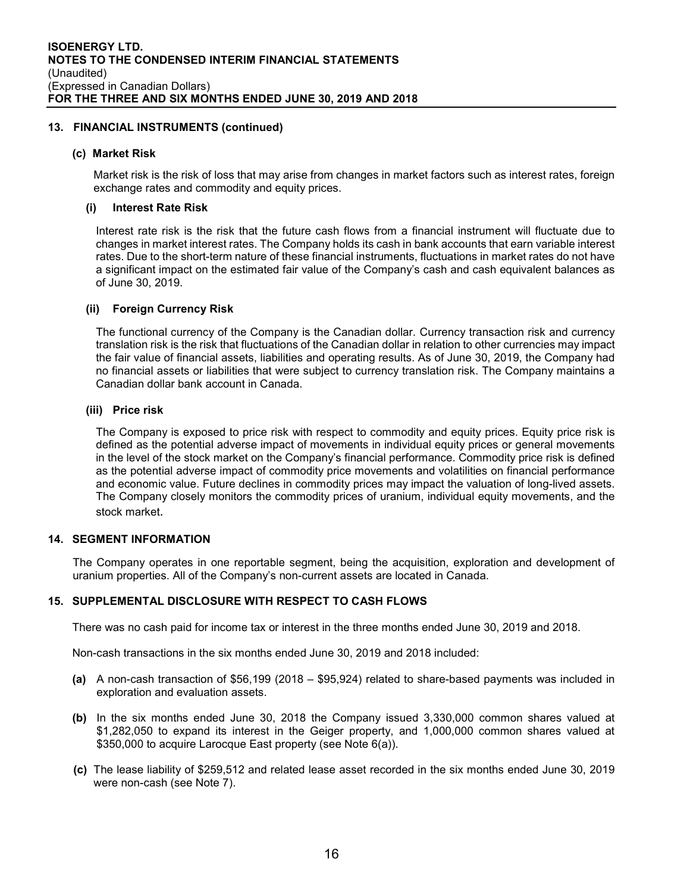## 13. FINANCIAL INSTRUMENTS (continued)

### (c) Market Risk

Market risk is the risk of loss that may arise from changes in market factors such as interest rates, foreign exchange rates and commodity and equity prices.

#### (i) Interest Rate Risk

Interest rate risk is the risk that the future cash flows from a financial instrument will fluctuate due to changes in market interest rates. The Company holds its cash in bank accounts that earn variable interest rates. Due to the short-term nature of these financial instruments, fluctuations in market rates do not have a significant impact on the estimated fair value of the Company's cash and cash equivalent balances as of June 30, 2019.

#### (ii) Foreign Currency Risk

The functional currency of the Company is the Canadian dollar. Currency transaction risk and currency translation risk is the risk that fluctuations of the Canadian dollar in relation to other currencies may impact the fair value of financial assets, liabilities and operating results. As of June 30, 2019, the Company had no financial assets or liabilities that were subject to currency translation risk. The Company maintains a Canadian dollar bank account in Canada.

#### (iii) Price risk

The Company is exposed to price risk with respect to commodity and equity prices. Equity price risk is defined as the potential adverse impact of movements in individual equity prices or general movements in the level of the stock market on the Company's financial performance. Commodity price risk is defined as the potential adverse impact of commodity price movements and volatilities on financial performance and economic value. Future declines in commodity prices may impact the valuation of long-lived assets. The Company closely monitors the commodity prices of uranium, individual equity movements, and the stock market.

## 14. SEGMENT INFORMATION

The Company operates in one reportable segment, being the acquisition, exploration and development of uranium properties. All of the Company's non-current assets are located in Canada.

## 15. SUPPLEMENTAL DISCLOSURE WITH RESPECT TO CASH FLOWS

There was no cash paid for income tax or interest in the three months ended June 30, 2019 and 2018.

Non-cash transactions in the six months ended June 30, 2019 and 2018 included:

**(a)** A non-cash transaction of $56,199 (2018 – $95,924) related to share-based payments was included in exploration and evaluation assets.

**(b)** In the six months ended June 30, 2018 the Company issued 3,330,000 common shares valued at $1,282,050 to expand its interest in the Geiger property, and 1,000,000 common shares valued at $350,000 to acquire Larocque East property (see Note 6(a)).

**(c)** The lease liability of $259,512 and related lease asset recorded in the six months ended June 30, 2019 were non-cash (see Note 7).